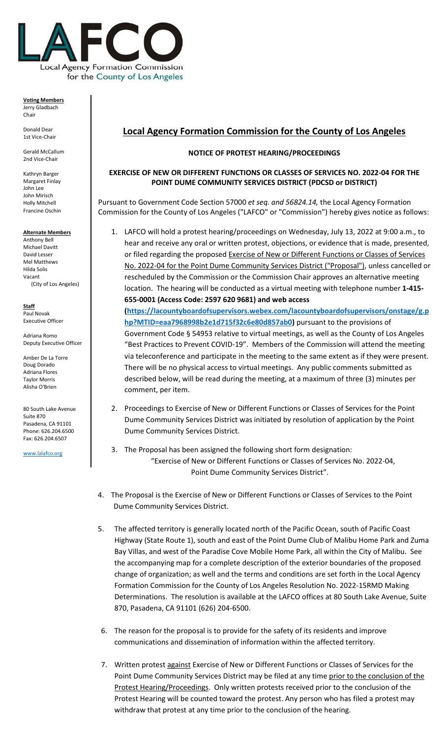Local Agency Formation Commission for the County of Los Angeles

**Voting Members**
Jerry Gladbach
Chair

Donald Dear
1st Vice-Chair

Gerald McCallum
2nd Vice-Chair

Kathryn Barger
Margaret Finlay
John Lee
John Mirisch
Holly Mitchell
Francine Oschin

**Alternate Members**
Anthony Bell
Michael Davitt
David Lesser
Mel Matthews
Hilda Solis
Vacant
(City of Los Angeles)

**Staff**
Paul Novak
Executive Officer

Adriana Romo
Deputy Executive Officer

Amber De La Torre
Doug Dorado
Adriana Flores
Taylor Morris
Alisha O'Brien

80 South Lake Avenue
Suite 870
Pasadena, CA 91101
Phone: 626.204.6500
Fax: 626.204.6507

www.lalafco.org

# Local Agency Formation Commission for the County of Los Angeles

## NOTICE OF PROTEST HEARING/PROCEEDINGS

### EXERCISE OF NEW OR DIFFERENT FUNCTIONS OR CLASSES OF SERVICES NO. 2022-04 FOR THE POINT DUME COMMUNITY SERVICES DISTRICT (PDCSD or DISTRICT)

Pursuant to Government Code Section 57000 *et seq. and 56824.14,* the Local Agency Formation Commission for the County of Los Angeles ("LAFCO" or "Commission") hereby gives notice as follows:

1. LAFCO will hold a protest hearing/proceedings on Wednesday, July 13, 2022 at 9:00 a.m., to hear and receive any oral or written protest, objections, or evidence that is made, presented, or filed regarding the proposed Exercise of New or Different Functions or Classes of Services No. 2022-04 for the Point Dume Community Services District ("Proposal"), unless cancelled or rescheduled by the Commission or the Commission Chair approves an alternative meeting location. The hearing will be conducted as a virtual meeting with telephone number **1-415-655-0001 (Access Code: 2597 620 9681) and web access (https://lacountyboardofsupervisors.webex.com/lacountyboardofsupervisors/onstage/g.php?MTID=eaa7968998b2e1d715f32c6e80d857ab0)** pursuant to the provisions of Government Code § 54953 relative to virtual meetings, as well as the County of Los Angeles "Best Practices to Prevent COVID-19". Members of the Commission will attend the meeting via teleconference and participate in the meeting to the same extent as if they were present. There will be no physical access to virtual meetings. Any public comments submitted as described below, will be read during the meeting, at a maximum of three (3) minutes per comment, per item.

2. Proceedings to Exercise of New or Different Functions or Classes of Services for the Point Dume Community Services District was initiated by resolution of application by the Point Dume Community Services District.

3. The Proposal has been assigned the following short form designation:
   "Exercise of New or Different Functions or Classes of Services No. 2022-04, Point Dume Community Services District".

4. The Proposal is the Exercise of New or Different Functions or Classes of Services to the Point Dume Community Services District.

5. The affected territory is generally located north of the Pacific Ocean, south of Pacific Coast Highway (State Route 1), south and east of the Point Dume Club of Malibu Home Park and Zuma Bay Villas, and west of the Paradise Cove Mobile Home Park, all within the City of Malibu. See the accompanying map for a complete description of the exterior boundaries of the proposed change of organization; as well and the terms and conditions are set forth in the Local Agency Formation Commission for the County of Los Angeles Resolution No. 2022-15RMD Making Determinations. The resolution is available at the LAFCO offices at 80 South Lake Avenue, Suite 870, Pasadena, CA 91101 (626) 204-6500.

6. The reason for the proposal is to provide for the safety of its residents and improve communications and dissemination of information within the affected territory.

7. Written protest against Exercise of New or Different Functions or Classes of Services for the Point Dume Community Services District may be filed at any time prior to the conclusion of the Protest Hearing/Proceedings. Only written protests received prior to the conclusion of the Protest Hearing will be counted toward the protest. Any person who has filed a protest may withdraw that protest at any time prior to the conclusion of the hearing.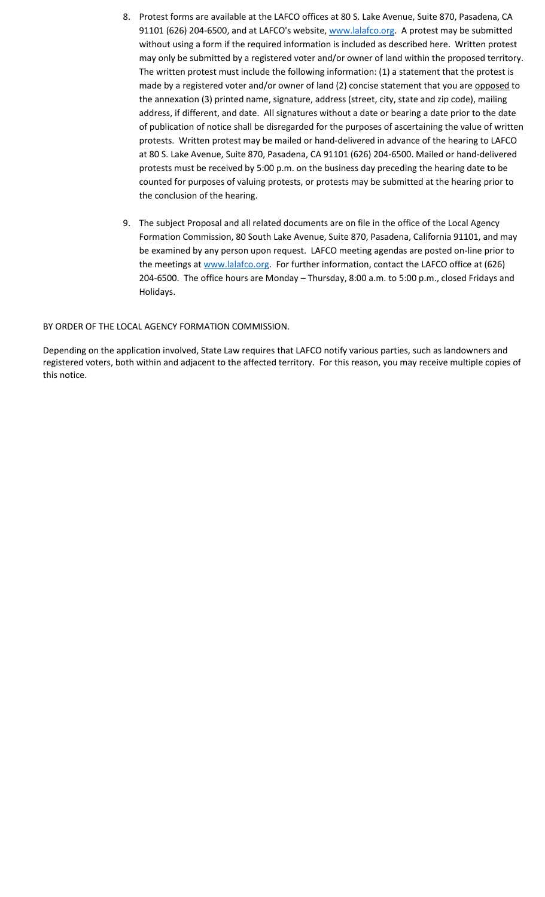8. Protest forms are available at the LAFCO offices at 80 S. Lake Avenue, Suite 870, Pasadena, CA 91101 (626) 204-6500, and at LAFCO's website, www.lalafco.org. A protest may be submitted without using a form if the required information is included as described here. Written protest may only be submitted by a registered voter and/or owner of land within the proposed territory. The written protest must include the following information: (1) a statement that the protest is made by a registered voter and/or owner of land (2) concise statement that you are opposed to the annexation (3) printed name, signature, address (street, city, state and zip code), mailing address, if different, and date. All signatures without a date or bearing a date prior to the date of publication of notice shall be disregarded for the purposes of ascertaining the value of written protests. Written protest may be mailed or hand-delivered in advance of the hearing to LAFCO at 80 S. Lake Avenue, Suite 870, Pasadena, CA 91101 (626) 204-6500. Mailed or hand-delivered protests must be received by 5:00 p.m. on the business day preceding the hearing date to be counted for purposes of valuing protests, or protests may be submitted at the hearing prior to the conclusion of the hearing.

9. The subject Proposal and all related documents are on file in the office of the Local Agency Formation Commission, 80 South Lake Avenue, Suite 870, Pasadena, California 91101, and may be examined by any person upon request. LAFCO meeting agendas are posted on-line prior to the meetings at www.lalafco.org. For further information, contact the LAFCO office at (626) 204-6500. The office hours are Monday – Thursday, 8:00 a.m. to 5:00 p.m., closed Fridays and Holidays.

BY ORDER OF THE LOCAL AGENCY FORMATION COMMISSION.

Depending on the application involved, State Law requires that LAFCO notify various parties, such as landowners and registered voters, both within and adjacent to the affected territory. For this reason, you may receive multiple copies of this notice.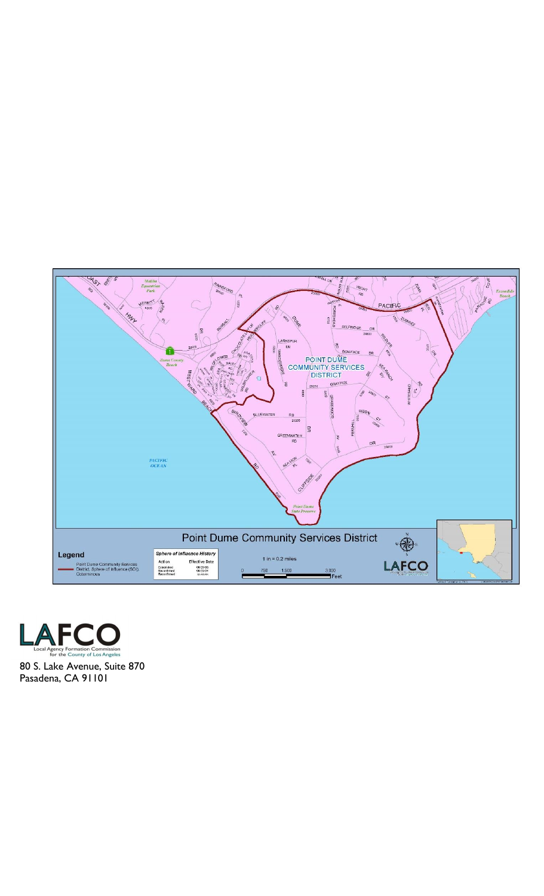Point Dume Community Services District

Legend

Point Dume Community Services District, Sphere of Influence (SOI), Coterminous

*Sphere of Influence History*

| Action | Effective Date |
|---|---|
| Established | 06-29-85 |
| Reconfirmed | 06-23-04 |
| Reconfirmed | |

1 in = 0.2 miles

0 750 1,500 3,000 Feet

LAFCO

Local Agency Formation Commission for the County of Los Angeles

80 S. Lake Avenue, Suite 870
Pasadena, CA 91101